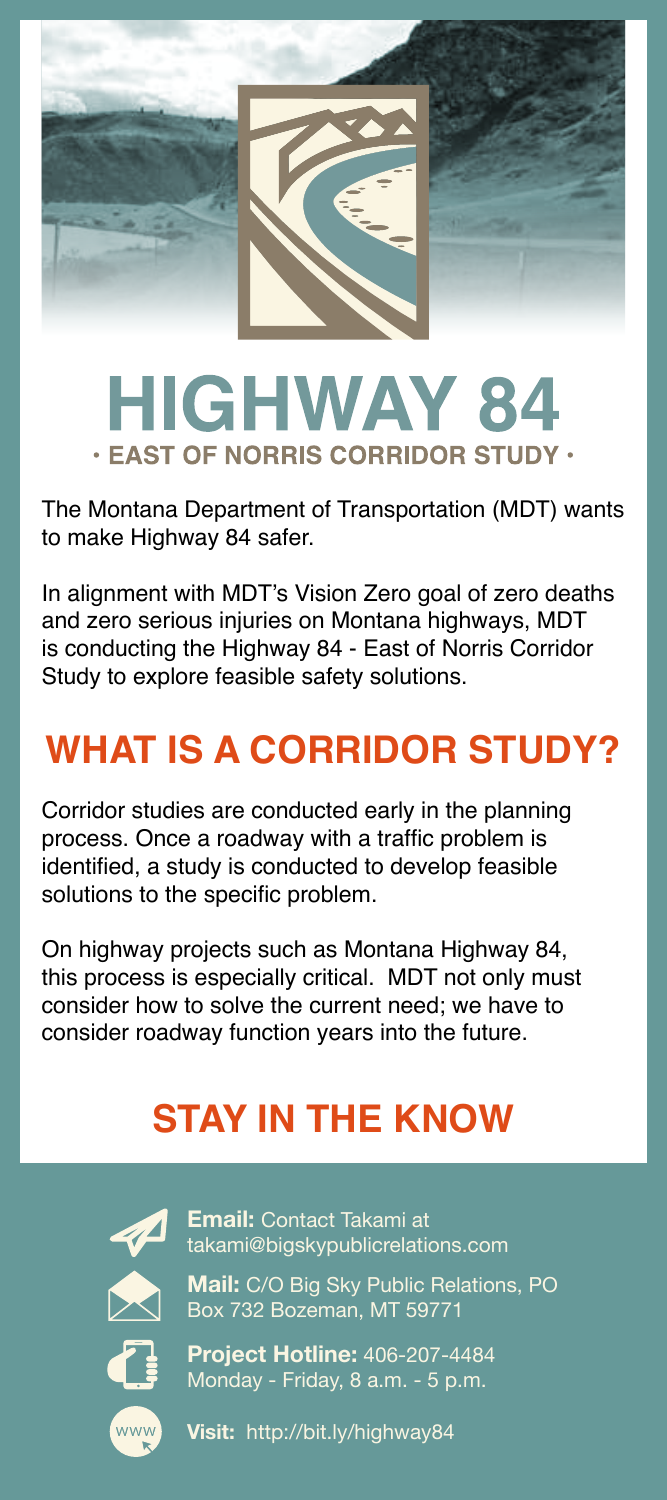# HIGHWAY 84

**· EAST OF NORRIS CORRIDOR STUDY ·**

The Montana Department of Transportation (MDT) wants to make Highway 84 safer.

In alignment with MDT's Vision Zero goal of zero deaths and zero serious injuries on Montana highways, MDT is conducting the Highway 84 - East of Norris Corridor Study to explore feasible safety solutions.

## WHAT IS A CORRIDOR STUDY?

Corridor studies are conducted early in the planning process. Once a roadway with a traffic problem is identified, a study is conducted to develop feasible solutions to the specific problem.

On highway projects such as Montana Highway 84, this process is especially critical. MDT not only must consider how to solve the current need; we have to consider roadway function years into the future.

## STAY IN THE KNOW

**Email:** Contact Takami at takami@bigskypublicrelations.com

**Mail:** C/O Big Sky Public Relations, PO Box 732 Bozeman, MT 59771

**Project Hotline:** 406-207-4484
Monday - Friday, 8 a.m. - 5 p.m.

**Visit:** http://bit.ly/highway84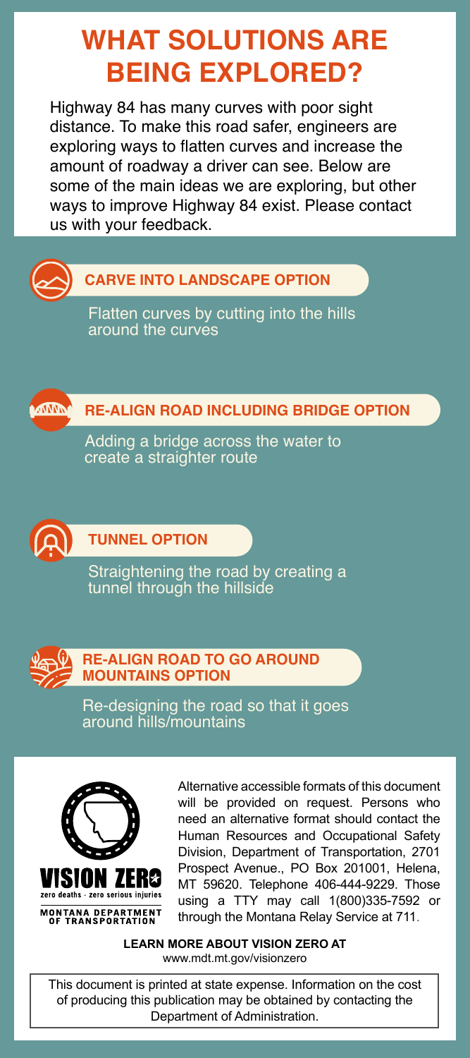# WHAT SOLUTIONS ARE BEING EXPLORED?

Highway 84 has many curves with poor sight distance. To make this road safer, engineers are exploring ways to flatten curves and increase the amount of roadway a driver can see. Below are some of the main ideas we are exploring, but other ways to improve Highway 84 exist. Please contact us with your feedback.

## CARVE INTO LANDSCAPE OPTION

Flatten curves by cutting into the hills around the curves

## RE-ALIGN ROAD INCLUDING BRIDGE OPTION

Adding a bridge across the water to create a straighter route

## TUNNEL OPTION

Straightening the road by creating a tunnel through the hillside

## RE-ALIGN ROAD TO GO AROUND MOUNTAINS OPTION

Re-designing the road so that it goes around hills/mountains

VISION ZERO
zero deaths · zero serious injuries
MONTANA DEPARTMENT OF TRANSPORTATION

Alternative accessible formats of this document will be provided on request. Persons who need an alternative format should contact the Human Resources and Occupational Safety Division, Department of Transportation, 2701 Prospect Avenue., PO Box 201001, Helena, MT 59620. Telephone 406-444-9229. Those using a TTY may call 1(800)335-7592 or through the Montana Relay Service at 711.

**LEARN MORE ABOUT VISION ZERO AT**
www.mdt.mt.gov/visionzero

This document is printed at state expense. Information on the cost of producing this publication may be obtained by contacting the Department of Administration.